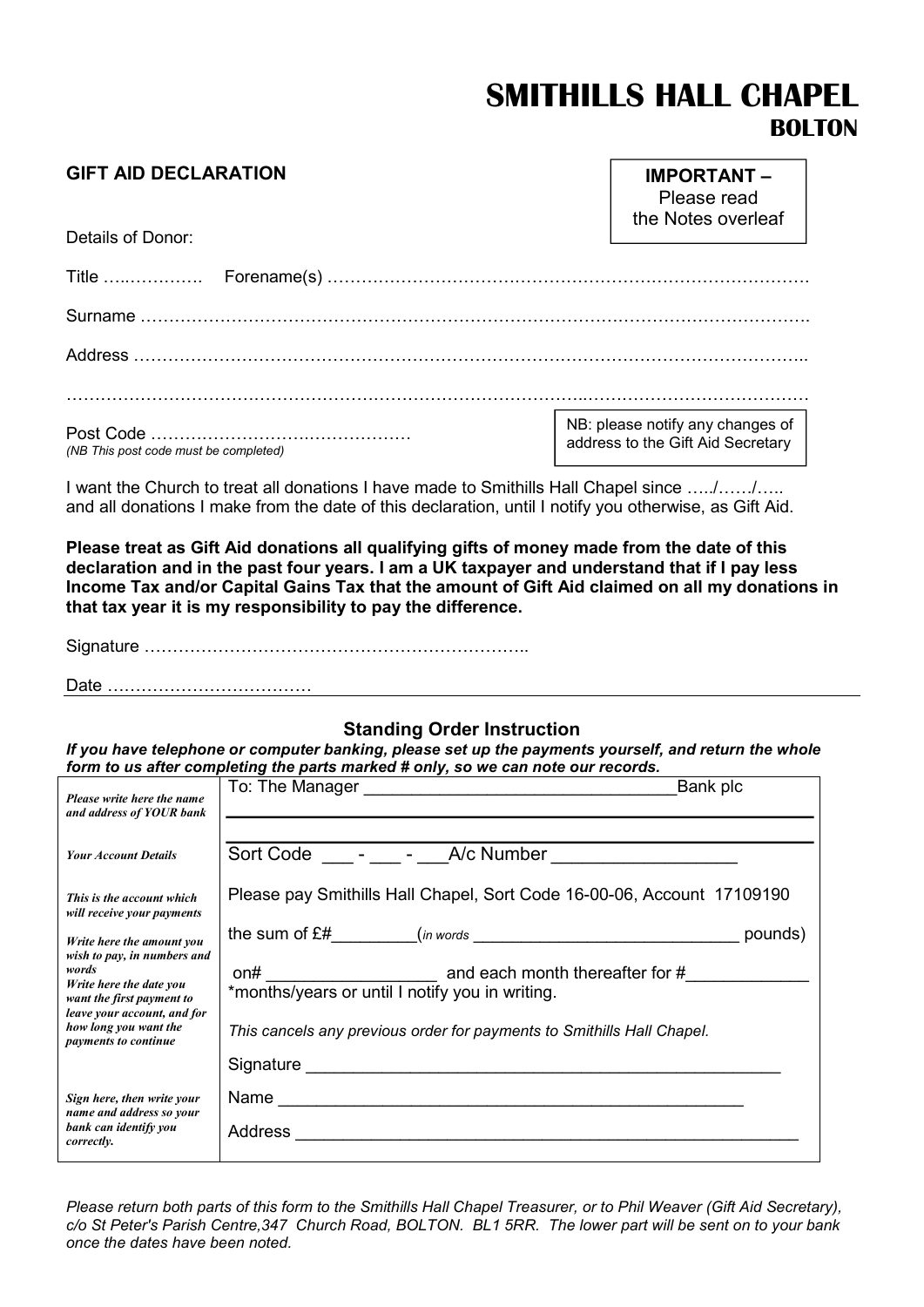# SMITHILLS HALL CHAPEL
## BOLTON

**GIFT AID DECLARATION**

**IMPORTANT –**
Please read the Notes overleaf

Details of Donor:

Title …..…………. Forename(s) ……………………………………………………………………….

Surname ……………………………………………………………………………………………………….

Address ………………………………………………………………………………………………………..

……………………………………………………………………………………………………………………

Post Code ……………………….………………
*(NB This post code must be completed)*

NB: please notify any changes of address to the Gift Aid Secretary

I want the Church to treat all donations I have made to Smithills Hall Chapel since …../……/….. and all donations I make from the date of this declaration, until I notify you otherwise, as Gift Aid.

**Please treat as Gift Aid donations all qualifying gifts of money made from the date of this declaration and in the past four years. I am a UK taxpayer and understand that if I pay less Income Tax and/or Capital Gains Tax that the amount of Gift Aid claimed on all my donations in that tax year it is my responsibility to pay the difference.**

Signature …………………………………………………………..

Date ………………………………

### Standing Order Instruction

***If you have telephone or computer banking, please set up the payments yourself, and return the whole form to us after completing the parts marked # only, so we can note our records.***

| | |
|---|---|
| *Please write here the name and address of YOUR bank* | To: The Manager ________________________________Bank plc<br>______________________________________________________ |
| *Your Account Details* | Sort Code ___ - ___ - ___A/c Number _________________ |
| *This is the account which will receive your payments* | Please pay Smithills Hall Chapel, Sort Code 16-00-06, Account 17109190 |
| *Write here the amount you wish to pay, in numbers and words* | the sum of £#_________(*in words* ____________________________ pounds) |
| *Write here the date you want the first payment to leave your account, and for how long you want the payments to continue* | on# __________________ and each month thereafter for #____________<br>*months/years or until I notify you in writing.<br>*This cancels any previous order for payments to Smithills Hall Chapel.* |
| *Sign here, then write your name and address so your bank can identify you correctly.* | Signature ____________________________________________________<br>Name ________________________________________________<br>Address ______________________________________________________ |

*Please return both parts of this form to the Smithills Hall Chapel Treasurer, or to Phil Weaver (Gift Aid Secretary), c/o St Peter's Parish Centre,347 Church Road, BOLTON. BL1 5RR. The lower part will be sent on to your bank once the dates have been noted.*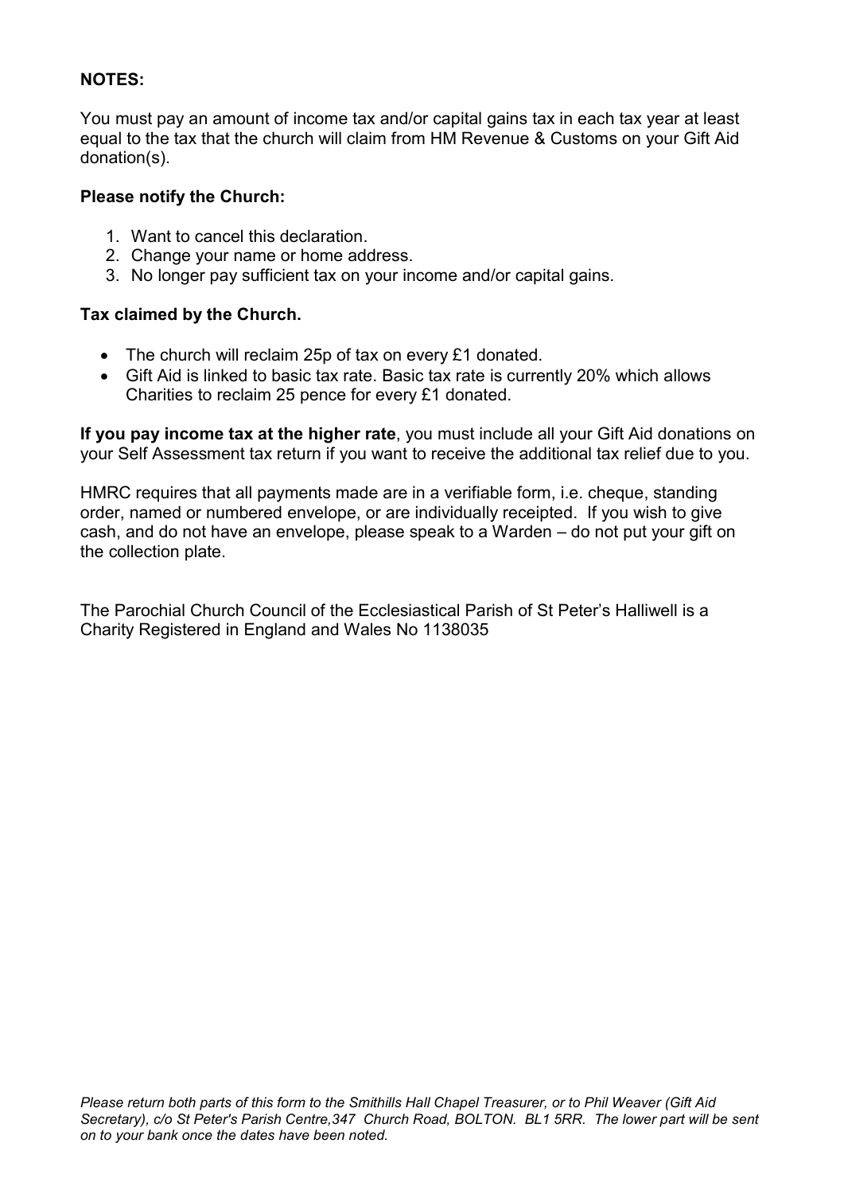**NOTES:**

You must pay an amount of income tax and/or capital gains tax in each tax year at least equal to the tax that the church will claim from HM Revenue & Customs on your Gift Aid donation(s).

**Please notify the Church:**

1. Want to cancel this declaration.
2. Change your name or home address.
3. No longer pay sufficient tax on your income and/or capital gains.

**Tax claimed by the Church.**

- The church will reclaim 25p of tax on every £1 donated.
- Gift Aid is linked to basic tax rate. Basic tax rate is currently 20% which allows Charities to reclaim 25 pence for every £1 donated.

**If you pay income tax at the higher rate**, you must include all your Gift Aid donations on your Self Assessment tax return if you want to receive the additional tax relief due to you.

HMRC requires that all payments made are in a verifiable form, i.e. cheque, standing order, named or numbered envelope, or are individually receipted. If you wish to give cash, and do not have an envelope, please speak to a Warden – do not put your gift on the collection plate.

The Parochial Church Council of the Ecclesiastical Parish of St Peter's Halliwell is a Charity Registered in England and Wales No 1138035

*Please return both parts of this form to the Smithills Hall Chapel Treasurer, or to Phil Weaver (Gift Aid Secretary), c/o St Peter's Parish Centre,347 Church Road, BOLTON. BL1 5RR. The lower part will be sent on to your bank once the dates have been noted.*